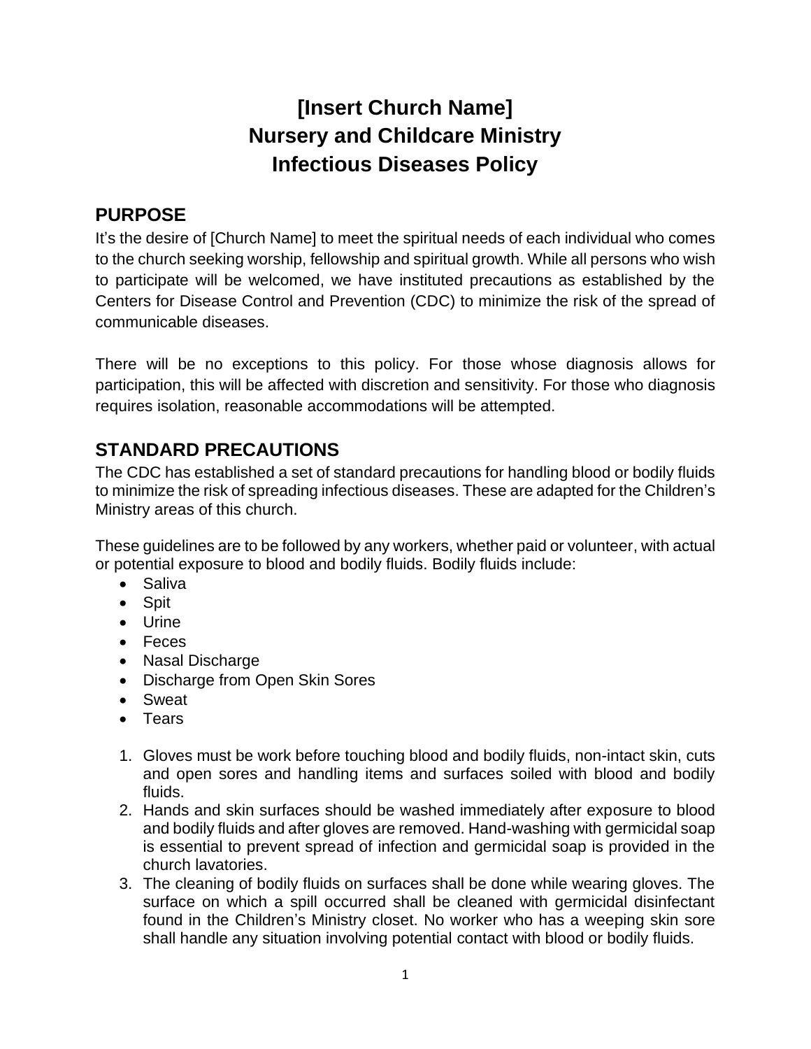# [Insert Church Name]
# Nursery and Childcare Ministry
# Infectious Diseases Policy

## PURPOSE

It's the desire of [Church Name] to meet the spiritual needs of each individual who comes to the church seeking worship, fellowship and spiritual growth. While all persons who wish to participate will be welcomed, we have instituted precautions as established by the Centers for Disease Control and Prevention (CDC) to minimize the risk of the spread of communicable diseases.

There will be no exceptions to this policy. For those whose diagnosis allows for participation, this will be affected with discretion and sensitivity. For those who diagnosis requires isolation, reasonable accommodations will be attempted.

## STANDARD PRECAUTIONS

The CDC has established a set of standard precautions for handling blood or bodily fluids to minimize the risk of spreading infectious diseases. These are adapted for the Children's Ministry areas of this church.

These guidelines are to be followed by any workers, whether paid or volunteer, with actual or potential exposure to blood and bodily fluids. Bodily fluids include:

- Saliva
- Spit
- Urine
- Feces
- Nasal Discharge
- Discharge from Open Skin Sores
- Sweat
- Tears

1. Gloves must be work before touching blood and bodily fluids, non-intact skin, cuts and open sores and handling items and surfaces soiled with blood and bodily fluids.
2. Hands and skin surfaces should be washed immediately after exposure to blood and bodily fluids and after gloves are removed. Hand-washing with germicidal soap is essential to prevent spread of infection and germicidal soap is provided in the church lavatories.
3. The cleaning of bodily fluids on surfaces shall be done while wearing gloves. The surface on which a spill occurred shall be cleaned with germicidal disinfectant found in the Children's Ministry closet. No worker who has a weeping skin sore shall handle any situation involving potential contact with blood or bodily fluids.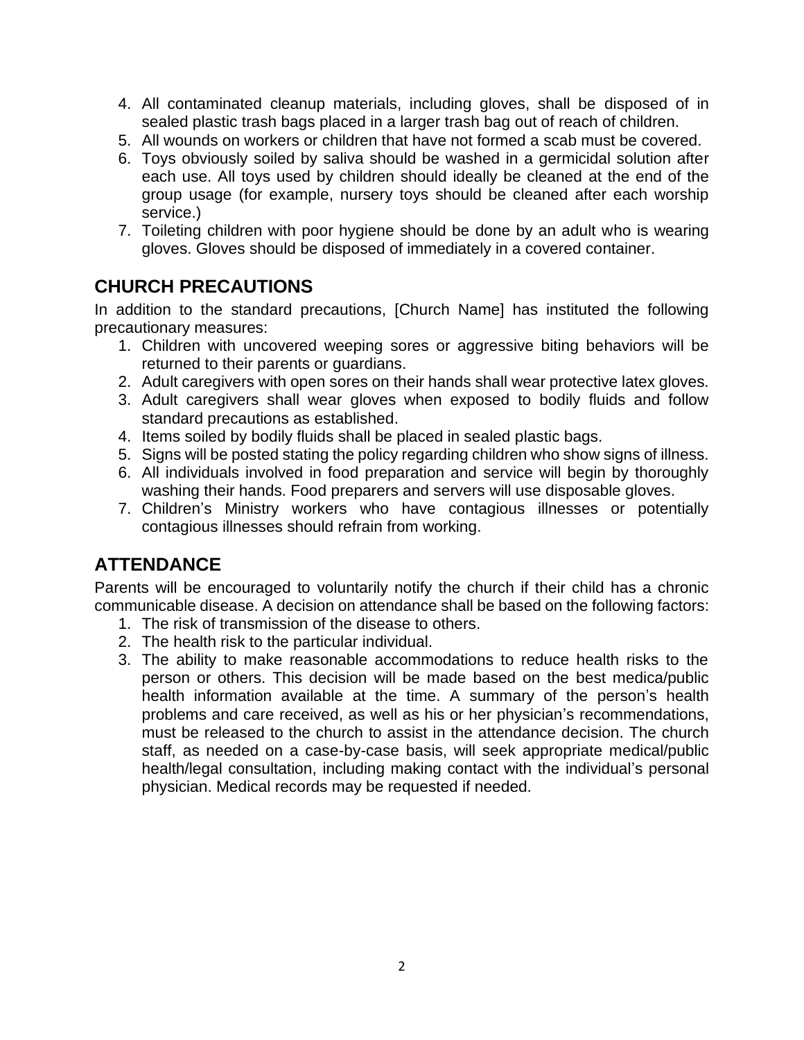4. All contaminated cleanup materials, including gloves, shall be disposed of in sealed plastic trash bags placed in a larger trash bag out of reach of children.
5. All wounds on workers or children that have not formed a scab must be covered.
6. Toys obviously soiled by saliva should be washed in a germicidal solution after each use. All toys used by children should ideally be cleaned at the end of the group usage (for example, nursery toys should be cleaned after each worship service.)
7. Toileting children with poor hygiene should be done by an adult who is wearing gloves. Gloves should be disposed of immediately in a covered container.

## CHURCH PRECAUTIONS

In addition to the standard precautions, [Church Name] has instituted the following precautionary measures:

1. Children with uncovered weeping sores or aggressive biting behaviors will be returned to their parents or guardians.
2. Adult caregivers with open sores on their hands shall wear protective latex gloves.
3. Adult caregivers shall wear gloves when exposed to bodily fluids and follow standard precautions as established.
4. Items soiled by bodily fluids shall be placed in sealed plastic bags.
5. Signs will be posted stating the policy regarding children who show signs of illness.
6. All individuals involved in food preparation and service will begin by thoroughly washing their hands. Food preparers and servers will use disposable gloves.
7. Children's Ministry workers who have contagious illnesses or potentially contagious illnesses should refrain from working.

## ATTENDANCE

Parents will be encouraged to voluntarily notify the church if their child has a chronic communicable disease. A decision on attendance shall be based on the following factors:

1. The risk of transmission of the disease to others.
2. The health risk to the particular individual.
3. The ability to make reasonable accommodations to reduce health risks to the person or others. This decision will be made based on the best medica/public health information available at the time. A summary of the person's health problems and care received, as well as his or her physician's recommendations, must be released to the church to assist in the attendance decision. The church staff, as needed on a case-by-case basis, will seek appropriate medical/public health/legal consultation, including making contact with the individual's personal physician. Medical records may be requested if needed.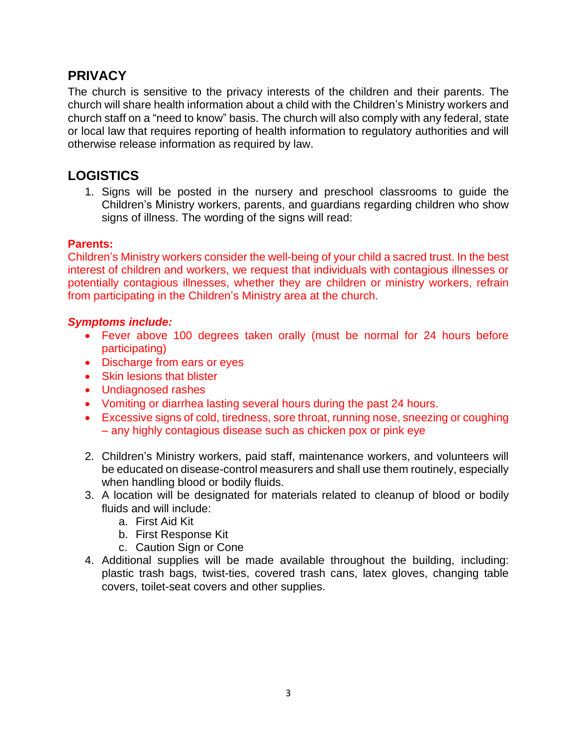## PRIVACY

The church is sensitive to the privacy interests of the children and their parents. The church will share health information about a child with the Children's Ministry workers and church staff on a "need to know" basis. The church will also comply with any federal, state or local law that requires reporting of health information to regulatory authorities and will otherwise release information as required by law.

## LOGISTICS

1. Signs will be posted in the nursery and preschool classrooms to guide the Children's Ministry workers, parents, and guardians regarding children who show signs of illness. The wording of the signs will read:

**Parents:**
Children's Ministry workers consider the well-being of your child a sacred trust. In the best interest of children and workers, we request that individuals with contagious illnesses or potentially contagious illnesses, whether they are children or ministry workers, refrain from participating in the Children's Ministry area at the church.

***Symptoms include:***

- Fever above 100 degrees taken orally (must be normal for 24 hours before participating)
- Discharge from ears or eyes
- Skin lesions that blister
- Undiagnosed rashes
- Vomiting or diarrhea lasting several hours during the past 24 hours.
- Excessive signs of cold, tiredness, sore throat, running nose, sneezing or coughing – any highly contagious disease such as chicken pox or pink eye

2. Children's Ministry workers, paid staff, maintenance workers, and volunteers will be educated on disease-control measurers and shall use them routinely, especially when handling blood or bodily fluids.
3. A location will be designated for materials related to cleanup of blood or bodily fluids and will include:
   a. First Aid Kit
   b. First Response Kit
   c. Caution Sign or Cone
4. Additional supplies will be made available throughout the building, including: plastic trash bags, twist-ties, covered trash cans, latex gloves, changing table covers, toilet-seat covers and other supplies.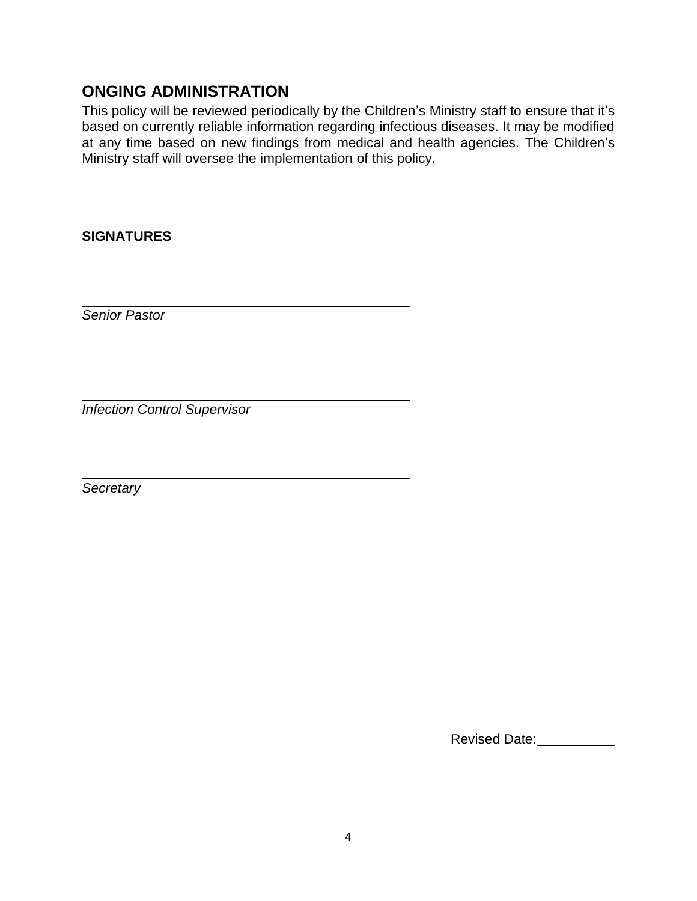## ONGING ADMINISTRATION

This policy will be reviewed periodically by the Children's Ministry staff to ensure that it's based on currently reliable information regarding infectious diseases. It may be modified at any time based on new findings from medical and health agencies. The Children's Ministry staff will oversee the implementation of this policy.

**SIGNATURES**

\_\_\_\_\_\_\_\_\_\_\_\_\_\_\_\_\_\_\_\_\_\_\_\_\_\_\_\_\_\_\_\_\_\_\_\_\_\_\_\_
*Senior Pastor*

\_\_\_\_\_\_\_\_\_\_\_\_\_\_\_\_\_\_\_\_\_\_\_\_\_\_\_\_\_\_\_\_\_\_\_\_\_\_\_\_
*Infection Control Supervisor*

\_\_\_\_\_\_\_\_\_\_\_\_\_\_\_\_\_\_\_\_\_\_\_\_\_\_\_\_\_\_\_\_\_\_\_\_\_\_\_\_
*Secretary*

Revised Date:\_\_\_\_\_\_\_\_\_\_